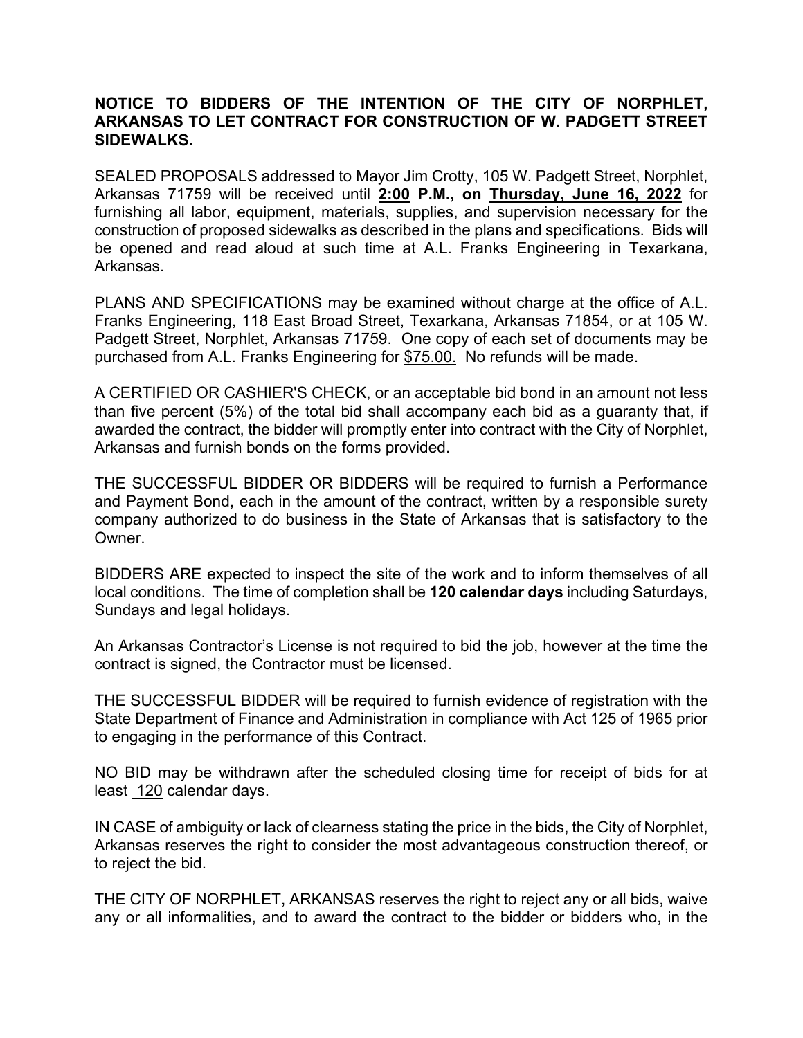**NOTICE TO BIDDERS OF THE INTENTION OF THE CITY OF NORPHLET, ARKANSAS TO LET CONTRACT FOR CONSTRUCTION OF W. PADGETT STREET SIDEWALKS.**

SEALED PROPOSALS addressed to Mayor Jim Crotty, 105 W. Padgett Street, Norphlet, Arkansas 71759 will be received until **2:00 P.M., on Thursday, June 16, 2022** for furnishing all labor, equipment, materials, supplies, and supervision necessary for the construction of proposed sidewalks as described in the plans and specifications. Bids will be opened and read aloud at such time at A.L. Franks Engineering in Texarkana, Arkansas.

PLANS AND SPECIFICATIONS may be examined without charge at the office of A.L. Franks Engineering, 118 East Broad Street, Texarkana, Arkansas 71854, or at 105 W. Padgett Street, Norphlet, Arkansas 71759. One copy of each set of documents may be purchased from A.L. Franks Engineering for $75.00. No refunds will be made.

A CERTIFIED OR CASHIER'S CHECK, or an acceptable bid bond in an amount not less than five percent (5%) of the total bid shall accompany each bid as a guaranty that, if awarded the contract, the bidder will promptly enter into contract with the City of Norphlet, Arkansas and furnish bonds on the forms provided.

THE SUCCESSFUL BIDDER OR BIDDERS will be required to furnish a Performance and Payment Bond, each in the amount of the contract, written by a responsible surety company authorized to do business in the State of Arkansas that is satisfactory to the Owner.

BIDDERS ARE expected to inspect the site of the work and to inform themselves of all local conditions. The time of completion shall be **120 calendar days** including Saturdays, Sundays and legal holidays.

An Arkansas Contractor's License is not required to bid the job, however at the time the contract is signed, the Contractor must be licensed.

THE SUCCESSFUL BIDDER will be required to furnish evidence of registration with the State Department of Finance and Administration in compliance with Act 125 of 1965 prior to engaging in the performance of this Contract.

NO BID may be withdrawn after the scheduled closing time for receipt of bids for at least 120 calendar days.

IN CASE of ambiguity or lack of clearness stating the price in the bids, the City of Norphlet, Arkansas reserves the right to consider the most advantageous construction thereof, or to reject the bid.

THE CITY OF NORPHLET, ARKANSAS reserves the right to reject any or all bids, waive any or all informalities, and to award the contract to the bidder or bidders who, in the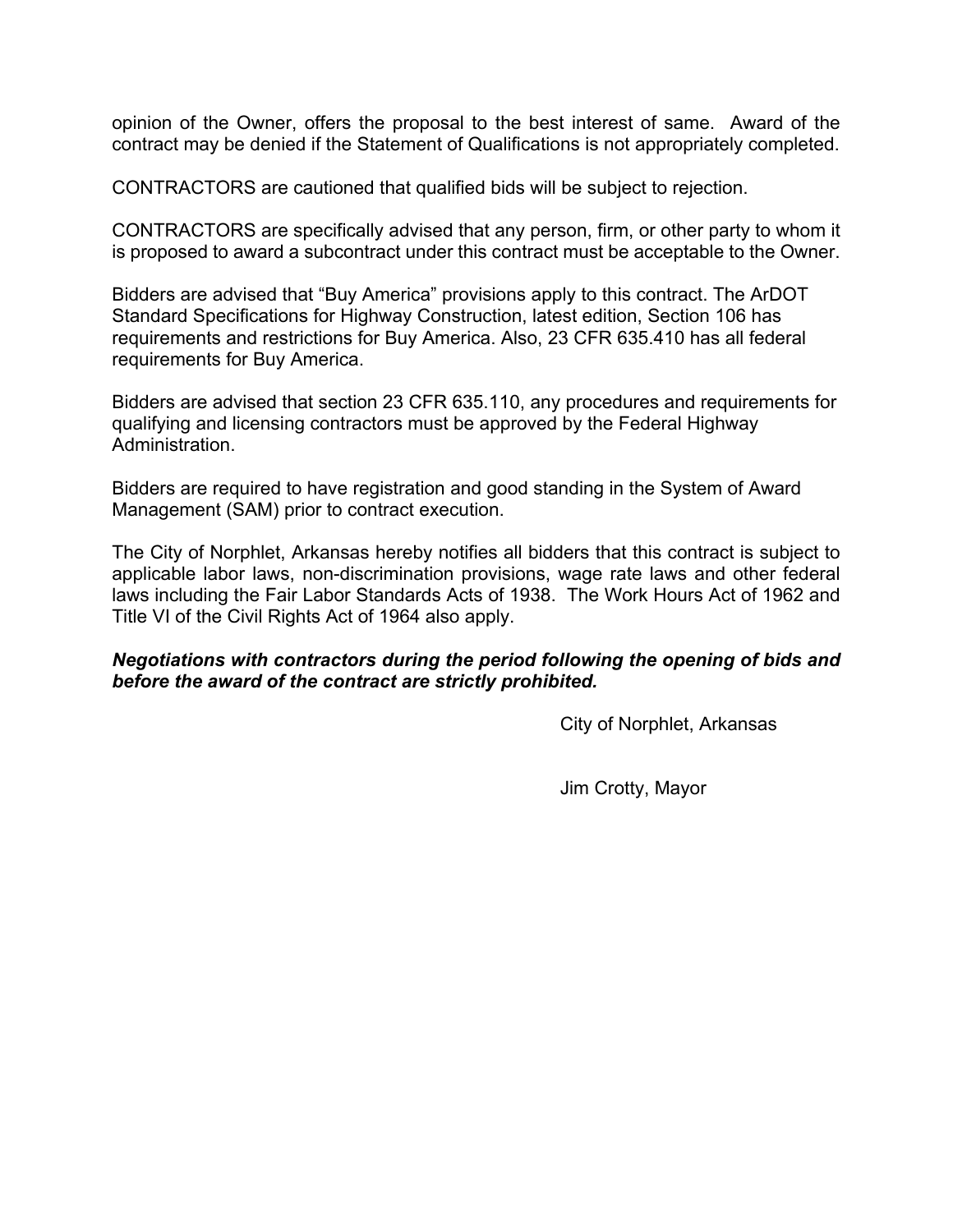opinion of the Owner, offers the proposal to the best interest of same. Award of the contract may be denied if the Statement of Qualifications is not appropriately completed.

CONTRACTORS are cautioned that qualified bids will be subject to rejection.

CONTRACTORS are specifically advised that any person, firm, or other party to whom it is proposed to award a subcontract under this contract must be acceptable to the Owner.

Bidders are advised that "Buy America" provisions apply to this contract. The ArDOT Standard Specifications for Highway Construction, latest edition, Section 106 has requirements and restrictions for Buy America. Also, 23 CFR 635.410 has all federal requirements for Buy America.

Bidders are advised that section 23 CFR 635.110, any procedures and requirements for qualifying and licensing contractors must be approved by the Federal Highway Administration.

Bidders are required to have registration and good standing in the System of Award Management (SAM) prior to contract execution.

The City of Norphlet, Arkansas hereby notifies all bidders that this contract is subject to applicable labor laws, non-discrimination provisions, wage rate laws and other federal laws including the Fair Labor Standards Acts of 1938. The Work Hours Act of 1962 and Title VI of the Civil Rights Act of 1964 also apply.

***Negotiations with contractors during the period following the opening of bids and before the award of the contract are strictly prohibited.***

City of Norphlet, Arkansas

Jim Crotty, Mayor